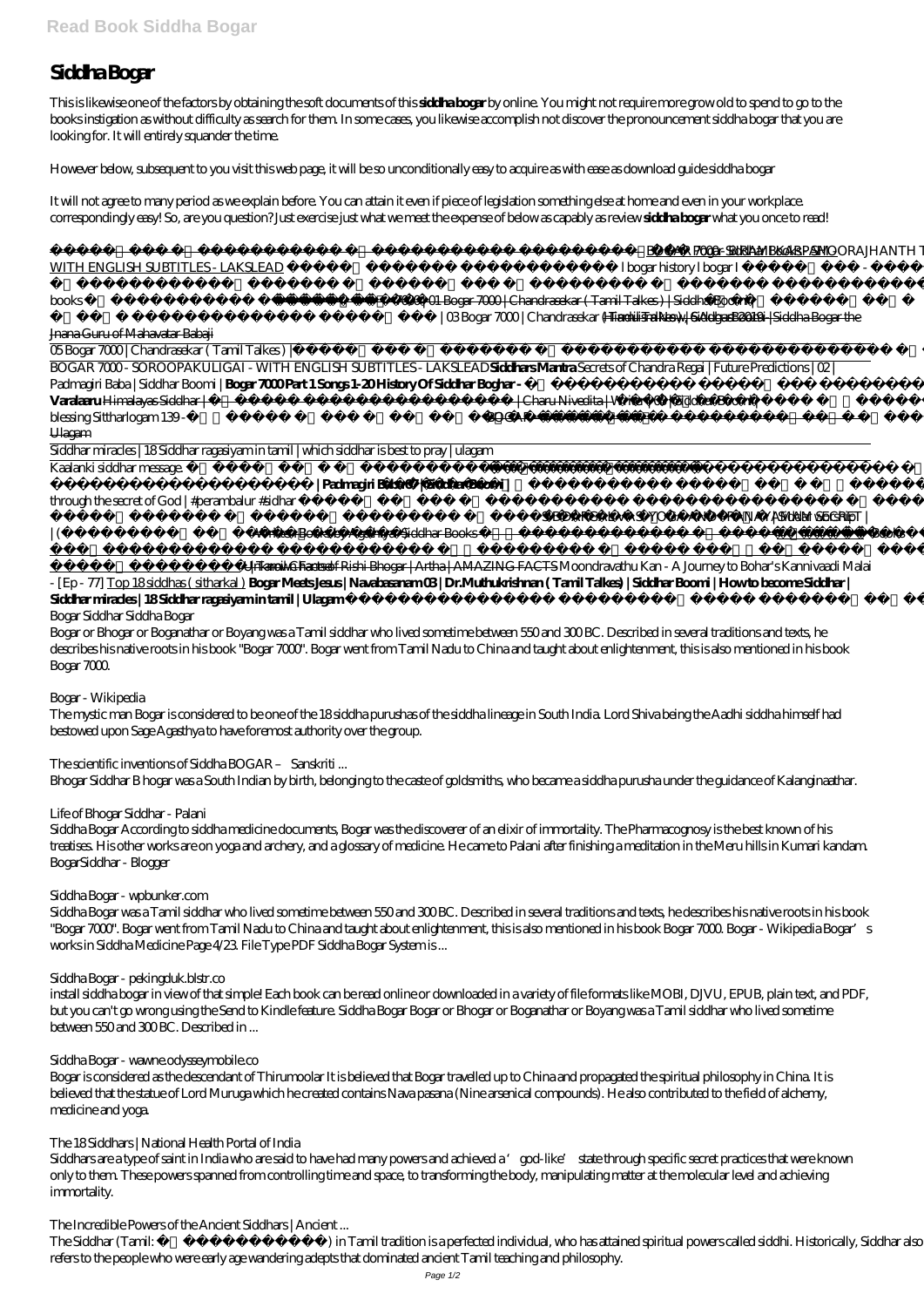# Siddha Bogar

This is likewise one of the factors by obtaining the soft documents of this **siddha bogar** by online. You might not require more grow old to spend to go to the books instigation as without difficulty as search for them. In some cases, you likewise accomplish not discover the pronouncement siddha bogar that you are looking for. It will entirely squander the time.

However below, subsequent to you visit this web page, it will be so unconditionally easy to acquire as with ease as download guide siddha bogar

It will not agree to many period as we explain before. You can attain it even if piece of legislation something else at home and even in your workplace. correspondingly easy! So, are you question? Just exercise just what we meet the expense of below as capably as review **siddha bogar** what you once to read!

BOGAR 7000 - SORAM BOGAR SMOORAJHANTH T WITH ENGLISH SUBTITLES - LAKSLEAD l bogar history l bogar l books 01 Bogar 7000 | Chandrasekar ( Tamil Talkes ) | Siddhar Boomi | 03 Bogar 7000 | Chandrasekar ( Tamil Talkes ) | Siddhar Boomi Tamil News | Aadi 2019 | Siddha Bogar the Jnana Guru of Mahavatar Babaji

05 Bogar 7000 | Chandrasekar ( Tamil Talkes ) |

BOGAR 7000 - SOROOPAKULIGAI - WITH ENGLISH SUBTITLES - LAKSLEAD **Siddhars Mantra** Secrets of Chandra Regai | Future Predictions | 02 | Padmagiri Baba | Siddhar Boomi | **Bogar 7000 Part 1 Songs 1-20 History Of Siddhar Boghar - Varalaaru** Himalayas Siddhar | | Charu Nivedita | Writer | 03 | Siddhar Boomi blessing Sittharlogam 139 - BOGAR Ulagam

Siddhar miracles | 18 Siddhar ragasiyam in tamil | which siddhar is best to pray | ulagam

Kaalanki siddhar message. | **Padmagiri Baba | Siddhar Boomi** | through the secret of God | #perambalur #sidhar SIDDHAR DHAVAS YOGA AND PRANAYAMA SECRET | | ( ) Written Books by Agathiyar Siddhar Books Unknown Facts of Rishi Bhogar | Artha | AMAZING FACTS Moondravathu Kan - A Journey to Bohar's Kannivaadi Malai - [Ep - 77] Top 18 siddhas ( sitharkal ) **Bogar Meets Jesus | Navabasanam 03 | Dr.Muthukrishnan ( Tamil Talkes) | Siddhar Boomi | How to become Siddhar | Siddhar miracles | 18 Siddhar ragasiyam in tamil | Ulagam**

Bogar Siddhar Siddha Bogar

Bogar or Bhogar or Boganathar or Boyang was a Tamil siddhar who lived sometime between 550 and 300 BC. Described in several traditions and texts, he describes his native roots in his book "Bogar 7000". Bogar went from Tamil Nadu to China and taught about enlightenment, this is also mentioned in his book Bogar 7000.

*Bogar - Wikipedia*

The mystic man Bogar is considered to be one of the 18 siddha purushas of the siddha lineage in South India. Lord Shiva being the Aadhi siddha himself had bestowed upon Sage Agasthya to have foremost authority over the group.

*The scientific inventions of Siddha BOGAR – Sanskriti ...*

Bhogar Siddhar B hogar was a South Indian by birth, belonging to the caste of goldsmiths, who became a siddha purusha under the guidance of Kalanginaathar.

*Life of Bhogar Siddhar - Palani*

Siddha Bogar According to siddha medicine documents, Bogar was the discoverer of an elixir of immortality. The Pharmacognosy is the best known of his treatises. His other works are on yoga and archery, and a glossary of medicine. He came to Palani after finishing a meditation in the Meru hills in Kumari kandam. BogarSiddhar - Blogger

*Siddha Bogar - wpbunker.com*

Siddha Bogar was a Tamil siddhar who lived sometime between 550 and 300 BC. Described in several traditions and texts, he describes his native roots in his book "Bogar 7000". Bogar went from Tamil Nadu to China and taught about enlightenment, this is also mentioned in his book Bogar 7000. Bogar - Wikipedia Bogar's works in Siddha Medicine Page 4/23. File Type PDF Siddha Bogar System is ...

*Siddha Bogar - pekingduk.blstr.co*

install siddha bogar in view of that simple! Each book can be read online or downloaded in a variety of file formats like MOBI, DJVU, EPUB, plain text, and PDF, but you can't go wrong using the Send to Kindle feature. Siddha Bogar Bogar or Bhogar or Boganathar or Boyang was a Tamil siddhar who lived sometime between 550 and 300 BC. Described in ...

*Siddha Bogar - wawne.odysseymobile.co*

Bogar is considered as the descendant of Thirumoolar It is believed that Bogar travelled up to China and propagated the spiritual philosophy in China. It is believed that the statue of Lord Muruga which he created contains Nava pasana (Nine arsenical compounds). He also contributed to the field of alchemy, medicine and yoga.

*The 18 Siddhars | National Health Portal of India*

Siddhars are a type of saint in India who are said to have had many powers and achieved a 'god-like' state through specific secret practices that were known only to them. These powers spanned from controlling time and space, to transforming the body, manipulating matter at the molecular level and achieving immortality.

*The Incredible Powers of the Ancient Siddhars | Ancient ...*

The Siddhar (Tamil: ) in Tamil tradition is a perfected individual, who has attained spiritual powers called siddhi. Historically, Siddhar also refers to the people who were early age wandering adepts that dominated ancient Tamil teaching and philosophy.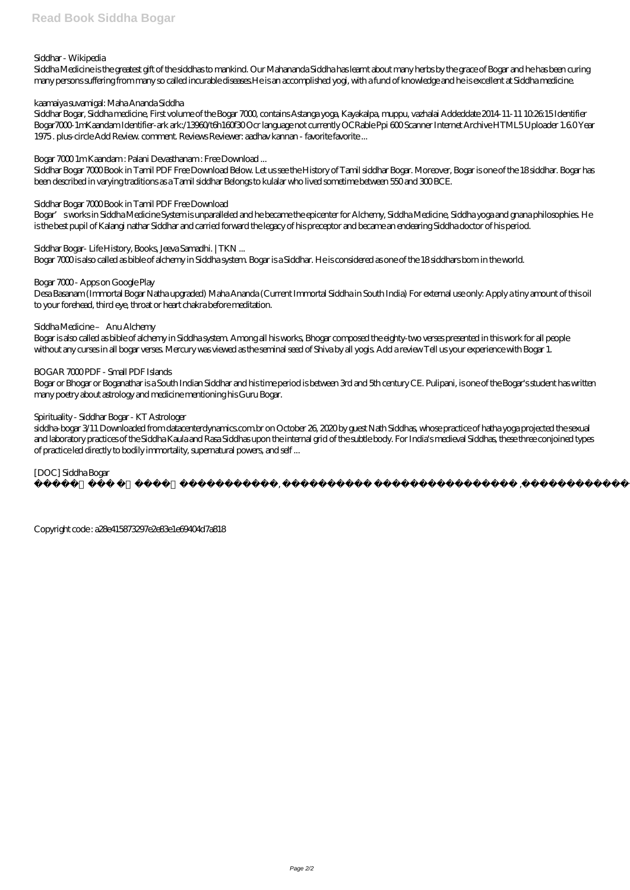Siddhar - Wikipedia

Siddha Medicine is the greatest gift of the siddhas to mankind. Our Mahananda Siddha has learnt about many herbs by the grace of Bogar and he has been curing many persons suffering from many so called incurable diseases.He is an accomplished yogi, with a fund of knowledge and he is excellent at Siddha medicine.

kaamaiya suvamigal: Maha Ananda Siddha

Siddhar Bogar, Siddha medicine, First volume of the Bogar 7000, contains Astanga yoga, Kayakalpa, muppu, vazhalai Addeddate 2014-11-11 10:26:15 Identifier Bogar7000-1mKaandam Identifier-ark ark:/13960/t6h160f30 Ocr language not currently OCRable Ppi 600 Scanner Internet Archive HTML5 Uploader 1.6.0 Year 1975 . plus-circle Add Review. comment. Reviews Reviewer: aadhav kannan - favorite favorite ...

Bogar 7000 1m Kaandam : Palani Devasthanam : Free Download ...

Siddhar Bogar 7000 Book in Tamil PDF Free Download Below. Let us see the History of Tamil siddhar Bogar. Moreover, Bogar is one of the 18 siddhar. Bogar has been described in varying traditions as a Tamil siddhar Belongs to kulalar who lived sometime between 550 and 300 BCE.

Siddhar Bogar 7000 Book in Tamil PDF Free Download

Bogar's works in Siddha Medicine System is unparalleled and he became the epicenter for Alchemy, Siddha Medicine, Siddha yoga and gnana philosophies. He is the best pupil of Kalangi nathar Siddhar and carried forward the legacy of his preceptor and became an endearing Siddha doctor of his period.

Siddhar Bogar- Life History, Books, Jeeva Samadhi. | TKN ...

Bogar 7000 is also called as bible of alchemy in Siddha system. Bogar is a Siddhar. He is considered as one of the 18 siddhars born in the world.

Bogar 7000 - Apps on Google Play

Desa Basanam (Immortal Bogar Natha upgraded) Maha Ananda (Current Immortal Siddha in South India) For external use only: Apply a tiny amount of this oil to your forehead, third eye, throat or heart chakra before meditation.

Siddha Medicine – Anu Alchemy

Bogar is also called as bible of alchemy in Siddha system. Among all his works, Bhogar composed the eighty-two verses presented in this work for all people without any curses in all bogar verses. Mercury was viewed as the seminal seed of Shiva by all yogis. Add a review Tell us your experience with Bogar 1.

BOGAR 7000 PDF - Small PDF Islands

Bogar or Bhogar or Boganathar is a South Indian Siddhar and his time period is between 3rd and 5th century CE. Pulipani, is one of the Bogar's student has written many poetry about astrology and medicine mentioning his Guru Bogar.

Spirituality - Siddhar Bogar - KT Astrologer

siddha-bogar 3/11 Downloaded from datacenterdynamics.com.br on October 26, 2020 by guest Nath Siddhas, whose practice of hatha yoga projected the sexual and laboratory practices of the Siddha Kaula and Rasa Siddhas upon the internal grid of the subtle body. For India's medieval Siddhas, these three conjoined types of practice led directly to bodily immortality, supernatural powers, and self ...

[DOC] Siddha Bogar

Copyright code : a28e415873297e2e83e1e69404d7a818